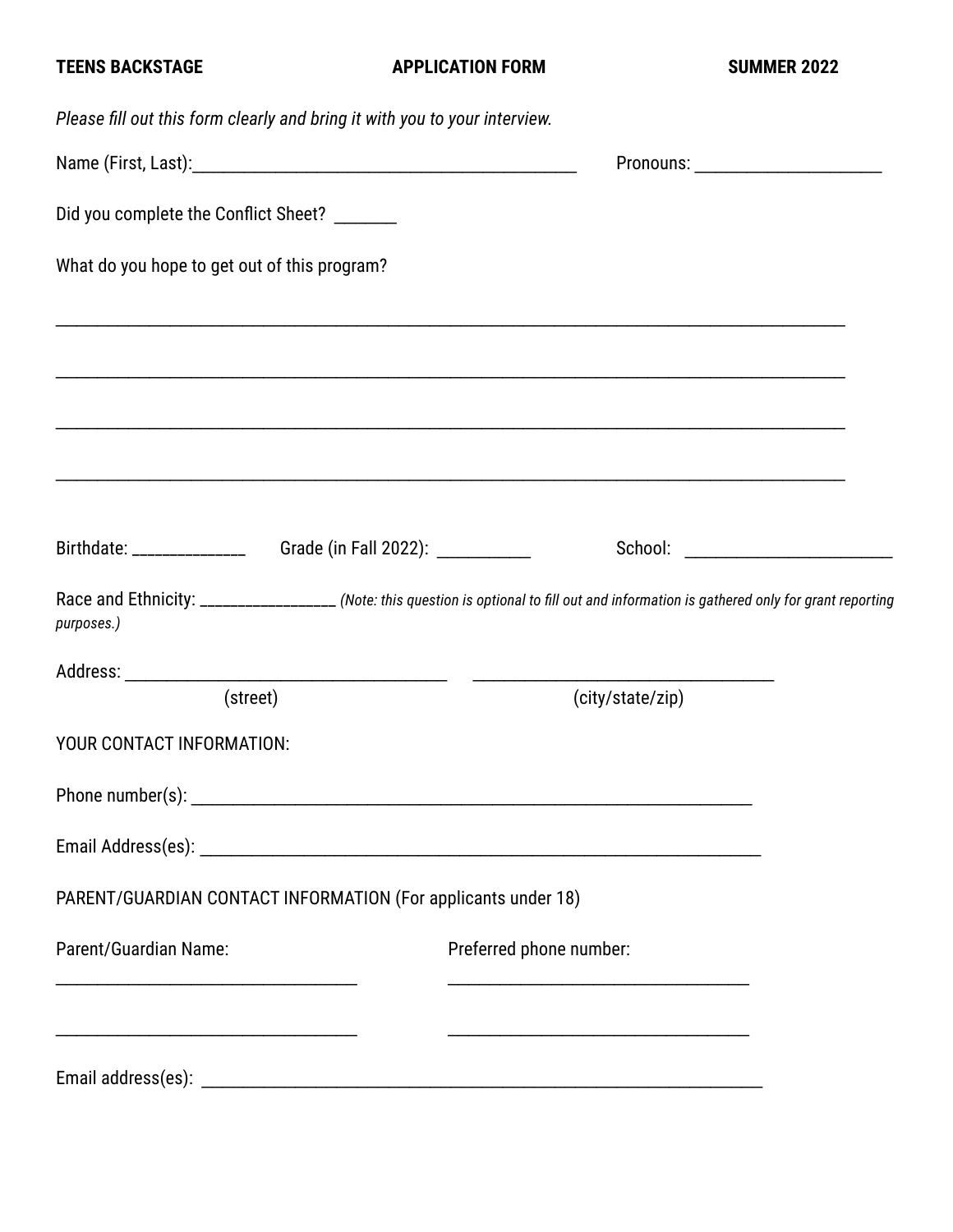**TEENS BACKSTAGE** **APPLICATION FORM** **SUMMER 2022**

*Please fill out this form clearly and bring it with you to your interview.*

Name (First, Last):_____________________________________________ Pronouns: _____________________

Did you complete the Conflict Sheet? _______

What do you hope to get out of this program?

____________________________________________________________________________________

____________________________________________________________________________________

____________________________________________________________________________________

____________________________________________________________________________________

Birthdate: ______________ Grade (in Fall 2022): ___________ School: ________________________

Race and Ethnicity: _________________ *(Note: this question is optional to fill out and information is gathered only for grant reporting purposes.)*

Address: ____________________________________ ________________________________

(street) (city/state/zip)

YOUR CONTACT INFORMATION:

Phone number(s): _______________________________________________________________

Email Address(es): _______________________________________________________________

PARENT/GUARDIAN CONTACT INFORMATION (For applicants under 18)

| Parent/Guardian Name: | Preferred phone number: |
| --- | --- |
| ________________________________ | ________________________________ |
| ________________________________ | ________________________________ |

Email address(es): _______________________________________________________________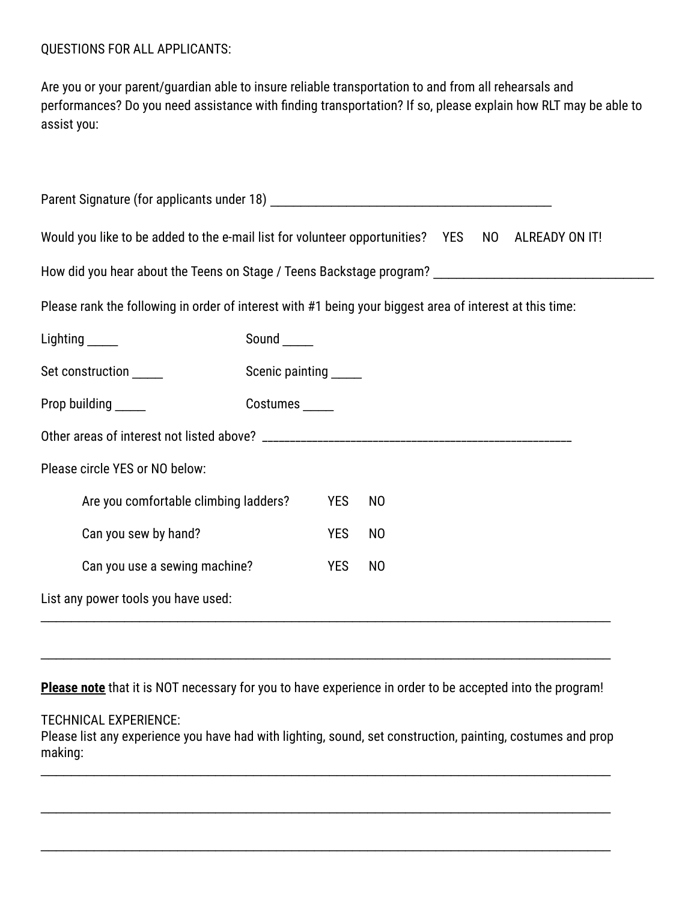QUESTIONS FOR ALL APPLICANTS:

Are you or your parent/guardian able to insure reliable transportation to and from all rehearsals and performances? Do you need assistance with finding transportation? If so, please explain how RLT may be able to assist you:

Parent Signature (for applicants under 18) ______________________________________________

Would you like to be added to the e-mail list for volunteer opportunities? YES NO ALREADY ON IT!

How did you hear about the Teens on Stage / Teens Backstage program? ___________________________________

Please rank the following in order of interest with #1 being your biggest area of interest at this time:

Lighting _____ Sound _____

Set construction _____ Scenic painting _____

Prop building _____ Costumes _____

Other areas of interest not listed above? _______________________________________________________

Please circle YES or NO below:

- Are you comfortable climbing ladders? YES NO
- Can you sew by hand? YES NO
- Can you use a sewing machine? YES NO

List any power tools you have used:

______________________________________________________________________________________________

______________________________________________________________________________________________

**<u>Please note</u>** that it is NOT necessary for you to have experience in order to be accepted into the program!

TECHNICAL EXPERIENCE:
Please list any experience you have had with lighting, sound, set construction, painting, costumes and prop making:

______________________________________________________________________________________________

______________________________________________________________________________________________

______________________________________________________________________________________________